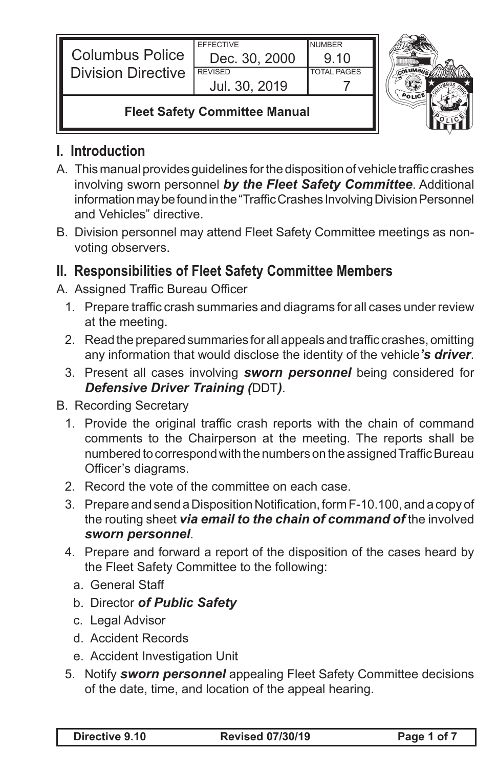| Columbus Police Division Directive | EFFECTIVE Dec. 30, 2000 | NUMBER 9.10 |
| --- | --- | --- |
| | REVISED Jul. 30, 2019 | TOTAL PAGES 7 |
| **Fleet Safety Committee Manual** | | |

## I. Introduction

A. This manual provides guidelines for the disposition of vehicle traffic crashes involving sworn personnel ***by the Fleet Safety Committee***. Additional information may be found in the "Traffic Crashes Involving Division Personnel and Vehicles" directive.

B. Division personnel may attend Fleet Safety Committee meetings as non-voting observers.

## II. Responsibilities of Fleet Safety Committee Members

A. Assigned Traffic Bureau Officer

1. Prepare traffic crash summaries and diagrams for all cases under review at the meeting.
2. Read the prepared summaries for all appeals and traffic crashes, omitting any information that would disclose the identity of the vehicle***'s driver***.
3. Present all cases involving ***sworn personnel*** being considered for ***Defensive Driver Training (***DDT***)***.

B. Recording Secretary

1. Provide the original traffic crash reports with the chain of command comments to the Chairperson at the meeting. The reports shall be numbered to correspond with the numbers on the assigned Traffic Bureau Officer's diagrams.
2. Record the vote of the committee on each case.
3. Prepare and send a Disposition Notification, form F-10.100, and a copy of the routing sheet ***via email to the chain of command of*** the involved ***sworn personnel***.
4. Prepare and forward a report of the disposition of the cases heard by the Fleet Safety Committee to the following:
   a. General Staff
   b. Director ***of Public Safety***
   c. Legal Advisor
   d. Accident Records
   e. Accident Investigation Unit
5. Notify ***sworn personnel*** appealing Fleet Safety Committee decisions of the date, time, and location of the appeal hearing.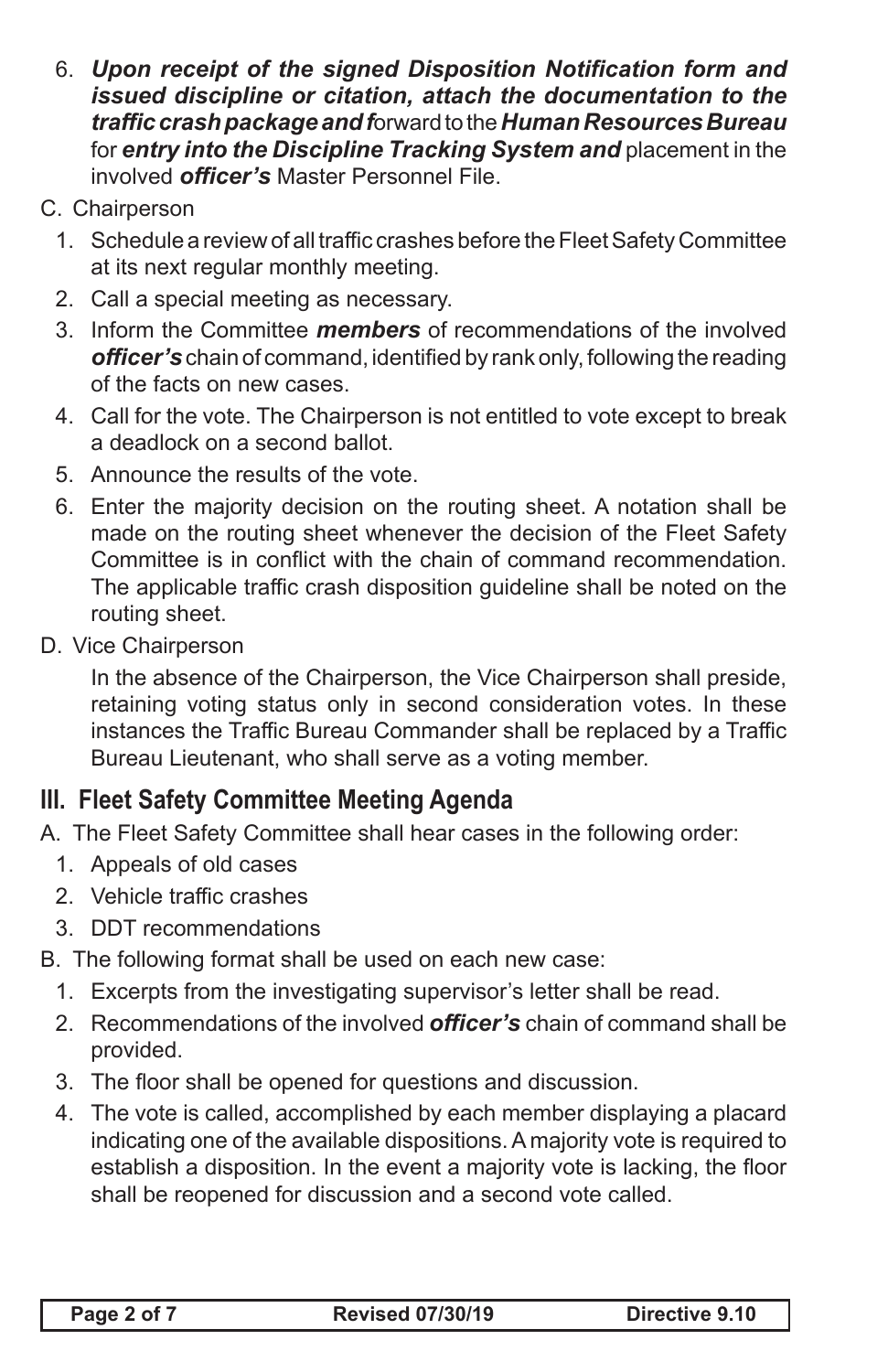6. ***Upon receipt of the signed Disposition Notification form and issued discipline or citation, attach the documentation to the traffic crash package and f***orward to the ***Human Resources Bureau*** for ***entry into the Discipline Tracking System and*** placement in the involved ***officer's*** Master Personnel File.

C. Chairperson

1. Schedule a review of all traffic crashes before the Fleet Safety Committee at its next regular monthly meeting.
2. Call a special meeting as necessary.
3. Inform the Committee ***members*** of recommendations of the involved ***officer's*** chain of command, identified by rank only, following the reading of the facts on new cases.
4. Call for the vote. The Chairperson is not entitled to vote except to break a deadlock on a second ballot.
5. Announce the results of the vote.
6. Enter the majority decision on the routing sheet. A notation shall be made on the routing sheet whenever the decision of the Fleet Safety Committee is in conflict with the chain of command recommendation. The applicable traffic crash disposition guideline shall be noted on the routing sheet.

D. Vice Chairperson

In the absence of the Chairperson, the Vice Chairperson shall preside, retaining voting status only in second consideration votes. In these instances the Traffic Bureau Commander shall be replaced by a Traffic Bureau Lieutenant, who shall serve as a voting member.

## III. Fleet Safety Committee Meeting Agenda

A. The Fleet Safety Committee shall hear cases in the following order:

1. Appeals of old cases
2. Vehicle traffic crashes
3. DDT recommendations

B. The following format shall be used on each new case:

1. Excerpts from the investigating supervisor's letter shall be read.
2. Recommendations of the involved ***officer's*** chain of command shall be provided.
3. The floor shall be opened for questions and discussion.
4. The vote is called, accomplished by each member displaying a placard indicating one of the available dispositions. A majority vote is required to establish a disposition. In the event a majority vote is lacking, the floor shall be reopened for discussion and a second vote called.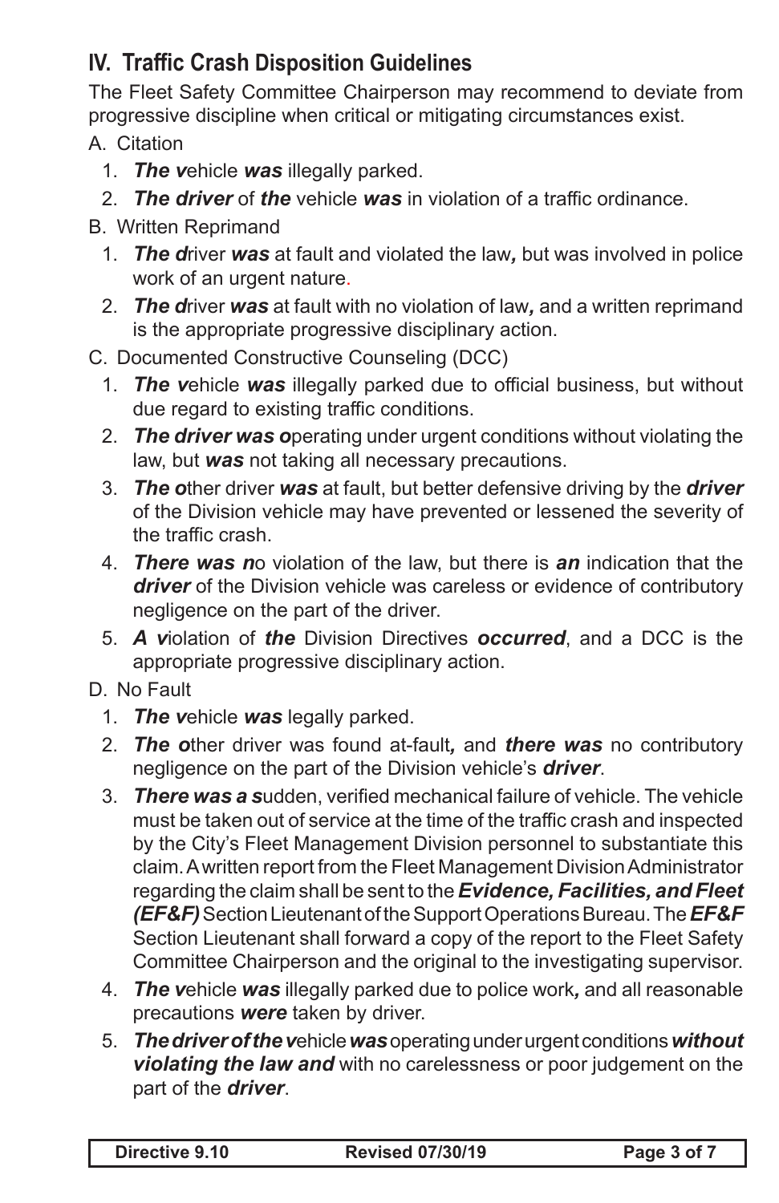## IV. Traffic Crash Disposition Guidelines

The Fleet Safety Committee Chairperson may recommend to deviate from progressive discipline when critical or mitigating circumstances exist.

A. Citation
   1. ***The v***ehicle ***was*** illegally parked.
   2. ***The driver*** of ***the*** vehicle ***was*** in violation of a traffic ordinance.

B. Written Reprimand
   1. ***The d***river ***was*** at fault and violated the law***,*** but was involved in police work of an urgent nature.
   2. ***The d***river ***was*** at fault with no violation of law***,*** and a written reprimand is the appropriate progressive disciplinary action.

C. Documented Constructive Counseling (DCC)
   1. ***The v***ehicle ***was*** illegally parked due to official business, but without due regard to existing traffic conditions.
   2. ***The driver was o***perating under urgent conditions without violating the law, but ***was*** not taking all necessary precautions.
   3. ***The o***ther driver ***was*** at fault, but better defensive driving by the ***driver*** of the Division vehicle may have prevented or lessened the severity of the traffic crash.
   4. ***There was n***o violation of the law, but there is ***an*** indication that the ***driver*** of the Division vehicle was careless or evidence of contributory negligence on the part of the driver.
   5. ***A v***iolation of ***the*** Division Directives ***occurred***, and a DCC is the appropriate progressive disciplinary action.

D. No Fault
   1. ***The v***ehicle ***was*** legally parked.
   2. ***The o***ther driver was found at-fault***,*** and ***there was*** no contributory negligence on the part of the Division vehicle's ***driver***.
   3. ***There was a s***udden, verified mechanical failure of vehicle. The vehicle must be taken out of service at the time of the traffic crash and inspected by the City's Fleet Management Division personnel to substantiate this claim. A written report from the Fleet Management Division Administrator regarding the claim shall be sent to the ***Evidence, Facilities, and Fleet (EF&F)*** Section Lieutenant of the Support Operations Bureau. The ***EF&F*** Section Lieutenant shall forward a copy of the report to the Fleet Safety Committee Chairperson and the original to the investigating supervisor.
   4. ***The v***ehicle ***was*** illegally parked due to police work***,*** and all reasonable precautions ***were*** taken by driver.
   5. ***The driver of the v***ehicle ***was*** operating under urgent conditions ***without violating the law and*** with no carelessness or poor judgement on the part of the ***driver***.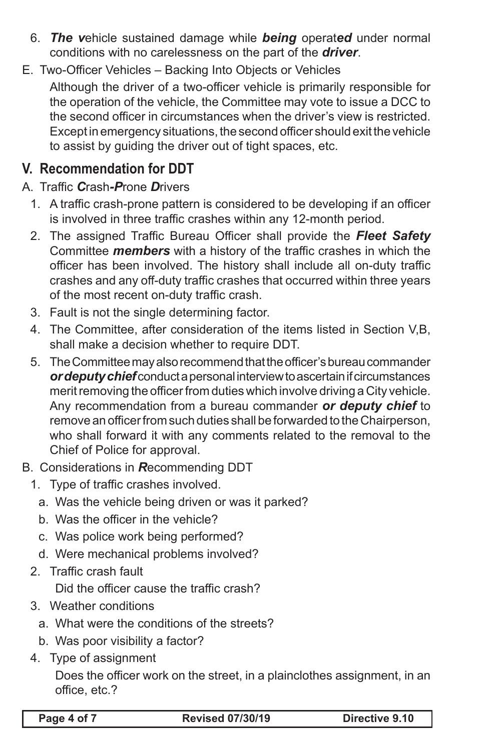6. ***The v***ehicle sustained damage while ***being*** operat***ed*** under normal conditions with no carelessness on the part of the ***driver***.

E. Two-Officer Vehicles – Backing Into Objects or Vehicles

   Although the driver of a two-officer vehicle is primarily responsible for the operation of the vehicle, the Committee may vote to issue a DCC to the second officer in circumstances when the driver's view is restricted. Except in emergency situations, the second officer should exit the vehicle to assist by guiding the driver out of tight spaces, etc.

## V. Recommendation for DDT

A. Traffic ***C***rash***-P***rone ***D***rivers

1. A traffic crash-prone pattern is considered to be developing if an officer is involved in three traffic crashes within any 12-month period.
2. The assigned Traffic Bureau Officer shall provide the ***Fleet Safety*** Committee ***members*** with a history of the traffic crashes in which the officer has been involved. The history shall include all on-duty traffic crashes and any off-duty traffic crashes that occurred within three years of the most recent on-duty traffic crash.
3. Fault is not the single determining factor.
4. The Committee, after consideration of the items listed in Section V,B, shall make a decision whether to require DDT.
5. The Committee may also recommend that the officer's bureau commander ***or deputy chief*** conduct a personal interview to ascertain if circumstances merit removing the officer from duties which involve driving a City vehicle. Any recommendation from a bureau commander ***or deputy chief*** to remove an officer from such duties shall be forwarded to the Chairperson, who shall forward it with any comments related to the removal to the Chief of Police for approval.

B. Considerations in ***R***ecommending DDT

1. Type of traffic crashes involved.
   a. Was the vehicle being driven or was it parked?
   b. Was the officer in the vehicle?
   c. Was police work being performed?
   d. Were mechanical problems involved?
2. Traffic crash fault

   Did the officer cause the traffic crash?
3. Weather conditions
   a. What were the conditions of the streets?
   b. Was poor visibility a factor?
4. Type of assignment

   Does the officer work on the street, in a plainclothes assignment, in an office, etc.?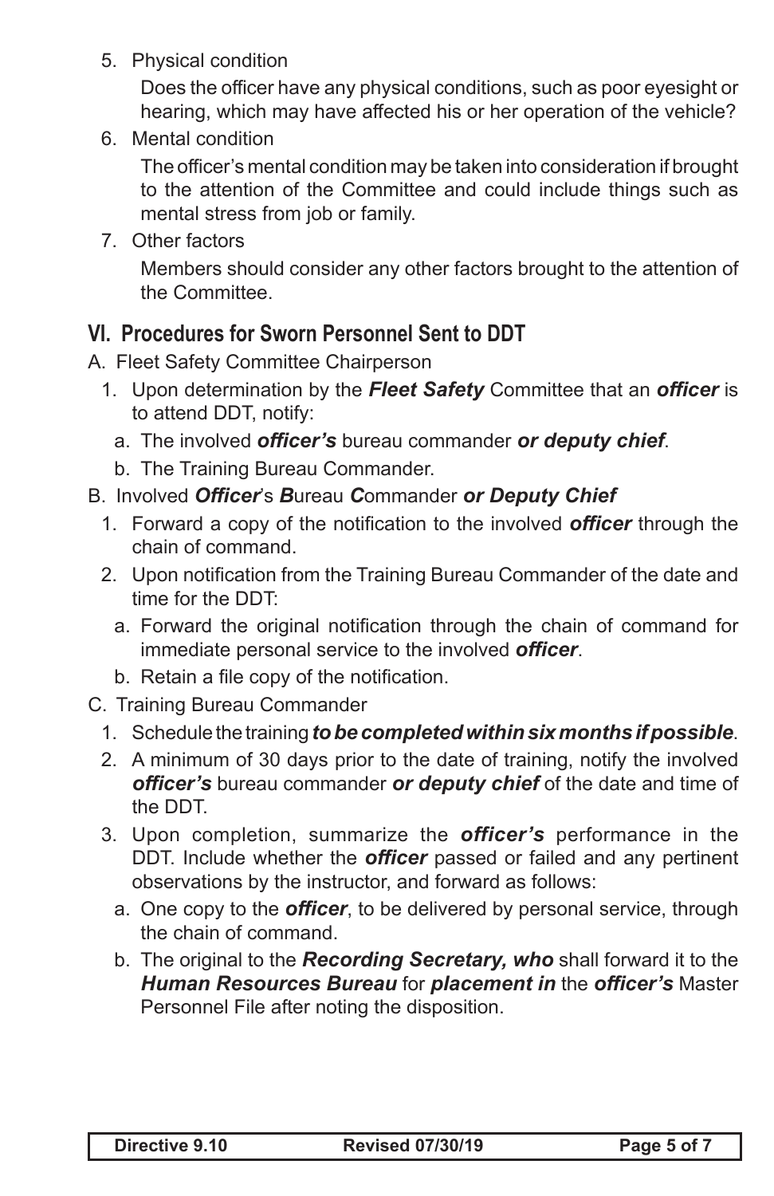5. Physical condition

   Does the officer have any physical conditions, such as poor eyesight or hearing, which may have affected his or her operation of the vehicle?

6. Mental condition

   The officer's mental condition may be taken into consideration if brought to the attention of the Committee and could include things such as mental stress from job or family.

7. Other factors

   Members should consider any other factors brought to the attention of the Committee.

## VI. Procedures for Sworn Personnel Sent to DDT

A. Fleet Safety Committee Chairperson

1. Upon determination by the ***Fleet Safety*** Committee that an ***officer*** is to attend DDT, notify:
   a. The involved ***officer's*** bureau commander ***or deputy chief***.
   b. The Training Bureau Commander.

B. Involved ***Officer***'s ***B***ureau ***C***ommander ***or Deputy Chief***

1. Forward a copy of the notification to the involved ***officer*** through the chain of command.
2. Upon notification from the Training Bureau Commander of the date and time for the DDT:
   a. Forward the original notification through the chain of command for immediate personal service to the involved ***officer***.
   b. Retain a file copy of the notification.

C. Training Bureau Commander

1. Schedule the training ***to be completed within six months if possible***.
2. A minimum of 30 days prior to the date of training, notify the involved ***officer's*** bureau commander ***or deputy chief*** of the date and time of the DDT.
3. Upon completion, summarize the ***officer's*** performance in the DDT. Include whether the ***officer*** passed or failed and any pertinent observations by the instructor, and forward as follows:
   a. One copy to the ***officer***, to be delivered by personal service, through the chain of command.
   b. The original to the ***Recording Secretary, who*** shall forward it to the ***Human Resources Bureau*** for ***placement in*** the ***officer's*** Master Personnel File after noting the disposition.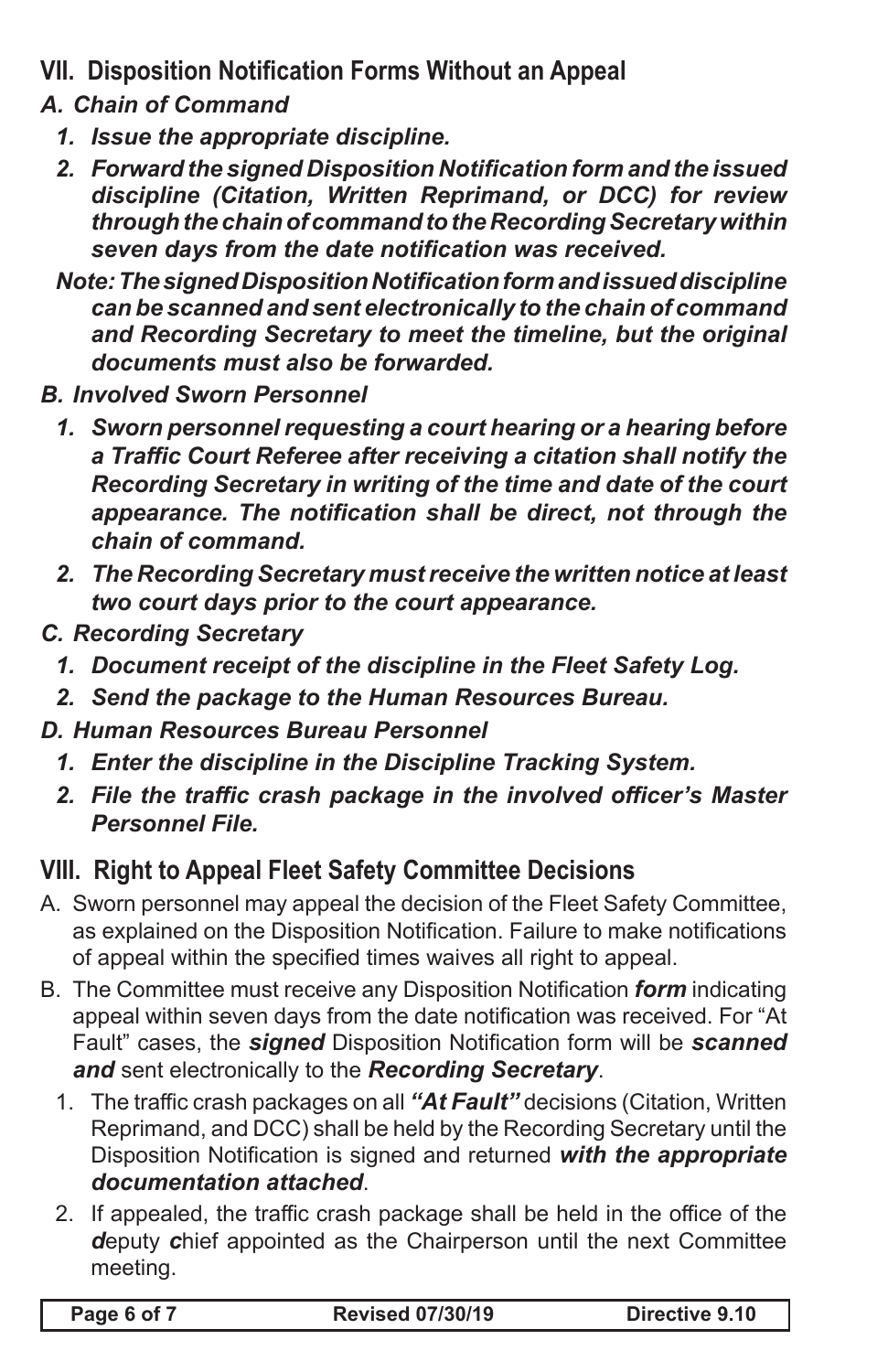## VII. Disposition Notification Forms Without an Appeal

### *A. Chain of Command*

1. ***Issue the appropriate discipline.***
2. ***Forward the signed Disposition Notification form and the issued discipline (Citation, Written Reprimand, or DCC) for review through the chain of command to the Recording Secretary within seven days from the date notification was received.***

***Note: The signed Disposition Notification form and issued discipline can be scanned and sent electronically to the chain of command and Recording Secretary to meet the timeline, but the original documents must also be forwarded.***

### *B. Involved Sworn Personnel*

1. ***Sworn personnel requesting a court hearing or a hearing before a Traffic Court Referee after receiving a citation shall notify the Recording Secretary in writing of the time and date of the court appearance. The notification shall be direct, not through the chain of command.***
2. ***The Recording Secretary must receive the written notice at least two court days prior to the court appearance.***

### *C. Recording Secretary*

1. ***Document receipt of the discipline in the Fleet Safety Log.***
2. ***Send the package to the Human Resources Bureau.***

### *D. Human Resources Bureau Personnel*

1. ***Enter the discipline in the Discipline Tracking System.***
2. ***File the traffic crash package in the involved officer's Master Personnel File.***

## VIII. Right to Appeal Fleet Safety Committee Decisions

A. Sworn personnel may appeal the decision of the Fleet Safety Committee, as explained on the Disposition Notification. Failure to make notifications of appeal within the specified times waives all right to appeal.

B. The Committee must receive any Disposition Notification ***form*** indicating appeal within seven days from the date notification was received. For "At Fault" cases, the ***signed*** Disposition Notification form will be ***scanned and*** sent electronically to the ***Recording Secretary***.

1. The traffic crash packages on all ***"At Fault"*** decisions (Citation, Written Reprimand, and DCC) shall be held by the Recording Secretary until the Disposition Notification is signed and returned ***with the appropriate documentation attached***.
2. If appealed, the traffic crash package shall be held in the office of the ***d***eputy ***c***hief appointed as the Chairperson until the next Committee meeting.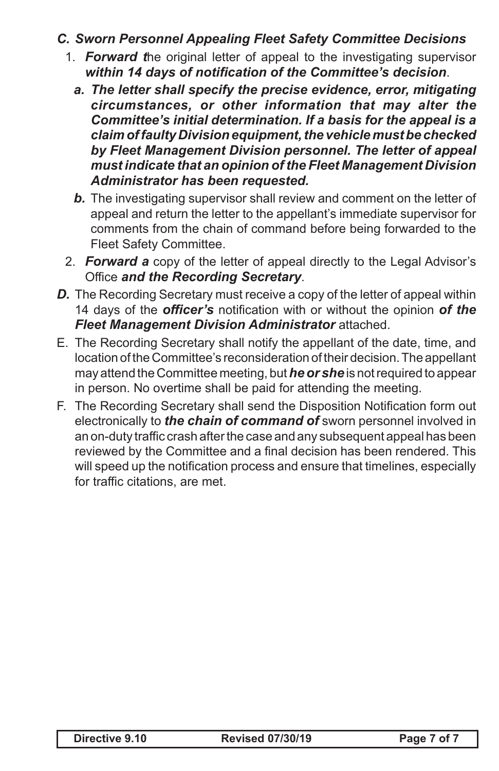### *C. Sworn Personnel Appealing Fleet Safety Committee Decisions*

1. ***Forward t***he original letter of appeal to the investigating supervisor ***within 14 days of notification of the Committee's decision***.
   - ***a. The letter shall specify the precise evidence, error, mitigating circumstances, or other information that may alter the Committee's initial determination. If a basis for the appeal is a claim of faulty Division equipment, the vehicle must be checked by Fleet Management Division personnel. The letter of appeal must indicate that an opinion of the Fleet Management Division Administrator has been requested.***
   - ***b.*** The investigating supervisor shall review and comment on the letter of appeal and return the letter to the appellant's immediate supervisor for comments from the chain of command before being forwarded to the Fleet Safety Committee.
2. ***Forward a*** copy of the letter of appeal directly to the Legal Advisor's Office ***and the Recording Secretary***.

***D.*** The Recording Secretary must receive a copy of the letter of appeal within 14 days of the ***officer's*** notification with or without the opinion ***of the Fleet Management Division Administrator*** attached.

E. The Recording Secretary shall notify the appellant of the date, time, and location of the Committee's reconsideration of their decision. The appellant may attend the Committee meeting, but ***he or she*** is not required to appear in person. No overtime shall be paid for attending the meeting.

F. The Recording Secretary shall send the Disposition Notification form out electronically to ***the chain of command of*** sworn personnel involved in an on-duty traffic crash after the case and any subsequent appeal has been reviewed by the Committee and a final decision has been rendered. This will speed up the notification process and ensure that timelines, especially for traffic citations, are met.